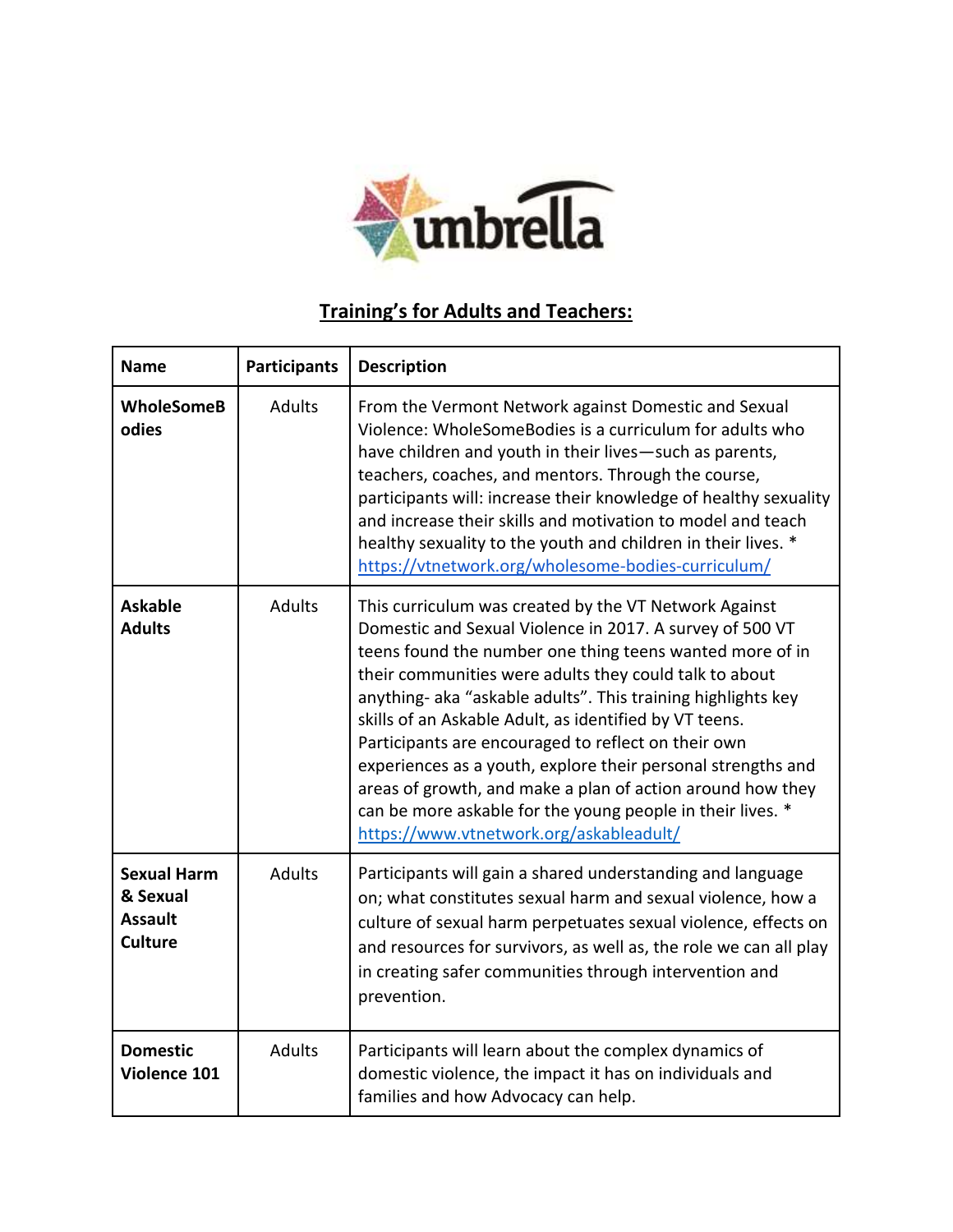umbrella

## Training's for Adults and Teachers:

| Name | Participants | Description |
| --- | --- | --- |
| **WholeSomeBodies** | Adults | From the Vermont Network against Domestic and Sexual Violence: WholeSomeBodies is a curriculum for adults who have children and youth in their lives—such as parents, teachers, coaches, and mentors. Through the course, participants will: increase their knowledge of healthy sexuality and increase their skills and motivation to model and teach healthy sexuality to the youth and children in their lives. * https://vtnetwork.org/wholesome-bodies-curriculum/ |
| **Askable Adults** | Adults | This curriculum was created by the VT Network Against Domestic and Sexual Violence in 2017. A survey of 500 VT teens found the number one thing teens wanted more of in their communities were adults they could talk to about anything- aka "askable adults". This training highlights key skills of an Askable Adult, as identified by VT teens. Participants are encouraged to reflect on their own experiences as a youth, explore their personal strengths and areas of growth, and make a plan of action around how they can be more askable for the young people in their lives. * https://www.vtnetwork.org/askableadult/ |
| **Sexual Harm & Sexual Assault Culture** | Adults | Participants will gain a shared understanding and language on; what constitutes sexual harm and sexual violence, how a culture of sexual harm perpetuates sexual violence, effects on and resources for survivors, as well as, the role we can all play in creating safer communities through intervention and prevention. |
| **Domestic Violence 101** | Adults | Participants will learn about the complex dynamics of domestic violence, the impact it has on individuals and families and how Advocacy can help. |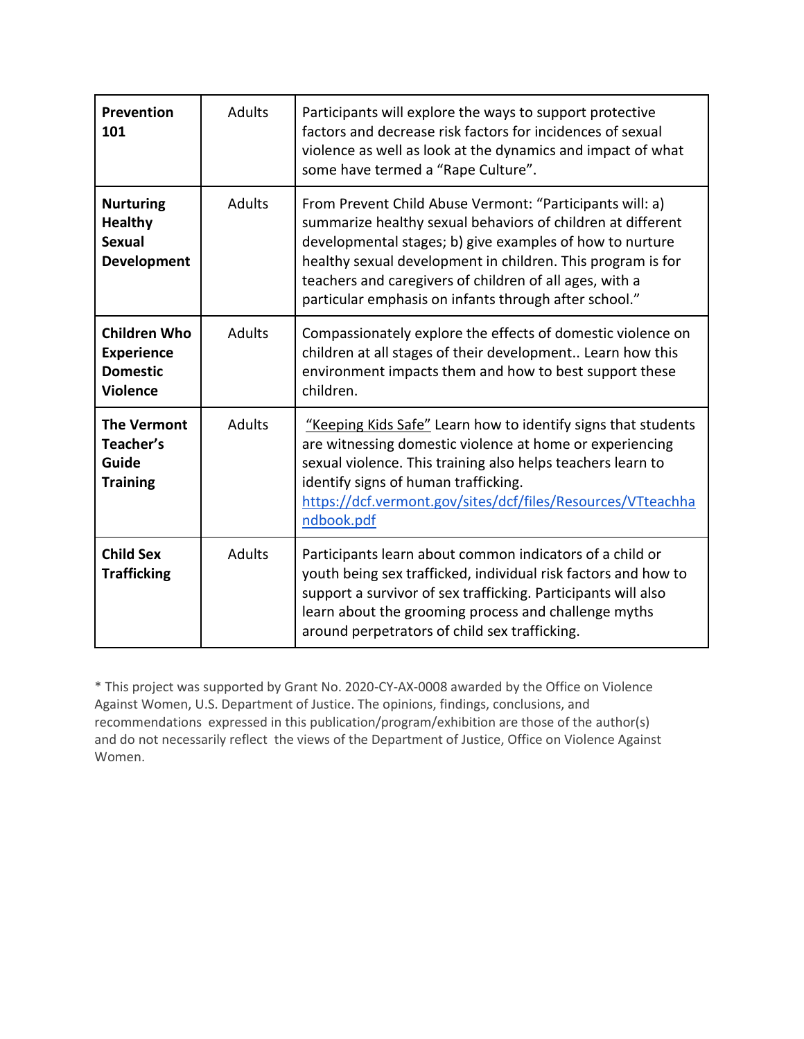| | | |
|---|---|---|
| **Prevention 101** | Adults | Participants will explore the ways to support protective factors and decrease risk factors for incidences of sexual violence as well as look at the dynamics and impact of what some have termed a "Rape Culture". |
| **Nurturing Healthy Sexual Development** | Adults | From Prevent Child Abuse Vermont: "Participants will: a) summarize healthy sexual behaviors of children at different developmental stages; b) give examples of how to nurture healthy sexual development in children. This program is for teachers and caregivers of children of all ages, with a particular emphasis on infants through after school." |
| **Children Who Experience Domestic Violence** | Adults | Compassionately explore the effects of domestic violence on children at all stages of their development.. Learn how this environment impacts them and how to best support these children. |
| **The Vermont Teacher's Guide Training** | Adults | "Keeping Kids Safe" Learn how to identify signs that students are witnessing domestic violence at home or experiencing sexual violence. This training also helps teachers learn to identify signs of human trafficking. https://dcf.vermont.gov/sites/dcf/files/Resources/VTteachhandbook.pdf |
| **Child Sex Trafficking** | Adults | Participants learn about common indicators of a child or youth being sex trafficked, individual risk factors and how to support a survivor of sex trafficking. Participants will also learn about the grooming process and challenge myths around perpetrators of child sex trafficking. |

* This project was supported by Grant No. 2020-CY-AX-0008 awarded by the Office on Violence Against Women, U.S. Department of Justice. The opinions, findings, conclusions, and recommendations expressed in this publication/program/exhibition are those of the author(s) and do not necessarily reflect the views of the Department of Justice, Office on Violence Against Women.